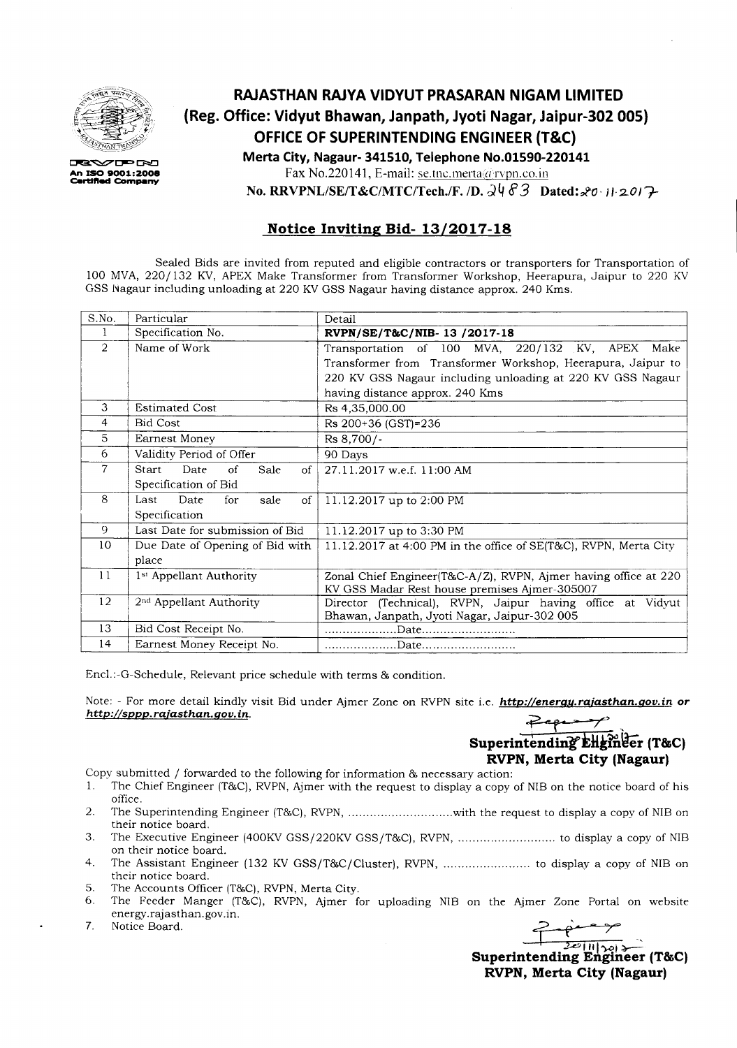# RAJASTHAN RAJYA VIDYUT PRASARAN NIGAM LIMITED

## (Reg. Office: Vidyut Bhawan, Janpath, Jyoti Nagar, Jaipur-302 005)

## OFFICE OF SUPERINTENDING ENGINEER (T&C)

**Merta City, Nagaur- 341510, Telephone No.01590-220141**

Fax No.220141, E-mail: se.tnc.merta@rvpn.co.in

An ISO 9001:2008 Certified Company

**No. RRVPNL/SE/T&C/MTC/Tech./F. /D. 2483 Dated: 20.11.2017**

## Notice Inviting Bid- 13/2017-18

Sealed Bids are invited from reputed and eligible contractors or transporters for Transportation of 100 MVA, 220/132 KV, APEX Make Transformer from Transformer Workshop, Heerapura, Jaipur to 220 KV GSS Nagaur including unloading at 220 KV GSS Nagaur having distance approx. 240 Kms.

| S.No. | Particular | Detail |
|---|---|---|
| 1 | Specification No. | **RVPN/SE/T&C/NIB- 13 /2017-18** |
| 2 | Name of Work | Transportation of 100 MVA, 220/132 KV, APEX Make Transformer from Transformer Workshop, Heerapura, Jaipur to 220 KV GSS Nagaur including unloading at 220 KV GSS Nagaur having distance approx. 240 Kms |
| 3 | Estimated Cost | Rs 4,35,000.00 |
| 4 | Bid Cost | Rs 200+36 (GST)=236 |
| 5 | Earnest Money | Rs 8,700/- |
| 6 | Validity Period of Offer | 90 Days |
| 7 | Start Date of Sale of Specification of Bid | 27.11.2017 w.e.f. 11:00 AM |
| 8 | Last Date for sale of Specification | 11.12.2017 up to 2:00 PM |
| 9 | Last Date for submission of Bid | 11.12.2017 up to 3:30 PM |
| 10 | Due Date of Opening of Bid with place | 11.12.2017 at 4:00 PM in the office of SE(T&C), RVPN, Merta City |
| 11 | 1st Appellant Authority | Zonal Chief Engineer(T&C-A/Z), RVPN, Ajmer having office at 220 KV GSS Madar Rest house premises Ajmer-305007 |
| 12 | 2nd Appellant Authority | Director (Technical), RVPN, Jaipur having office at Vidyut Bhawan, Janpath, Jyoti Nagar, Jaipur-302 005 |
| 13 | Bid Cost Receipt No. | ....................Date.......................... |
| 14 | Earnest Money Receipt No. | ....................Date.......................... |

Encl.:-G-Schedule, Relevant price schedule with terms & condition.

Note: - For more detail kindly visit Bid under Ajmer Zone on RVPN site i.e. ***http://energy.rajasthan.gov.in*** *or* ***http://sppp.rajasthan.gov.in***.

**Superintending Engineer (T&C)**
**RVPN, Merta City (Nagaur)**

Copy submitted / forwarded to the following for information & necessary action:

1. The Chief Engineer (T&C), RVPN, Ajmer with the request to display a copy of NIB on the notice board of his office.
2. The Superintending Engineer (T&C), RVPN, .............................with the request to display a copy of NIB on their notice board.
3. The Executive Engineer (400KV GSS/220KV GSS/T&C), RVPN, ........................... to display a copy of NIB on their notice board.
4. The Assistant Engineer (132 KV GSS/T&C/Cluster), RVPN, ........................ to display a copy of NIB on their notice board.
5. The Accounts Officer (T&C), RVPN, Merta City.
6. The Feeder Manger (T&C), RVPN, Ajmer for uploading NIB on the Ajmer Zone Portal on website energy.rajasthan.gov.in.
7. Notice Board.

20/11/2017

**Superintending Engineer (T&C)**
**RVPN, Merta City (Nagaur)**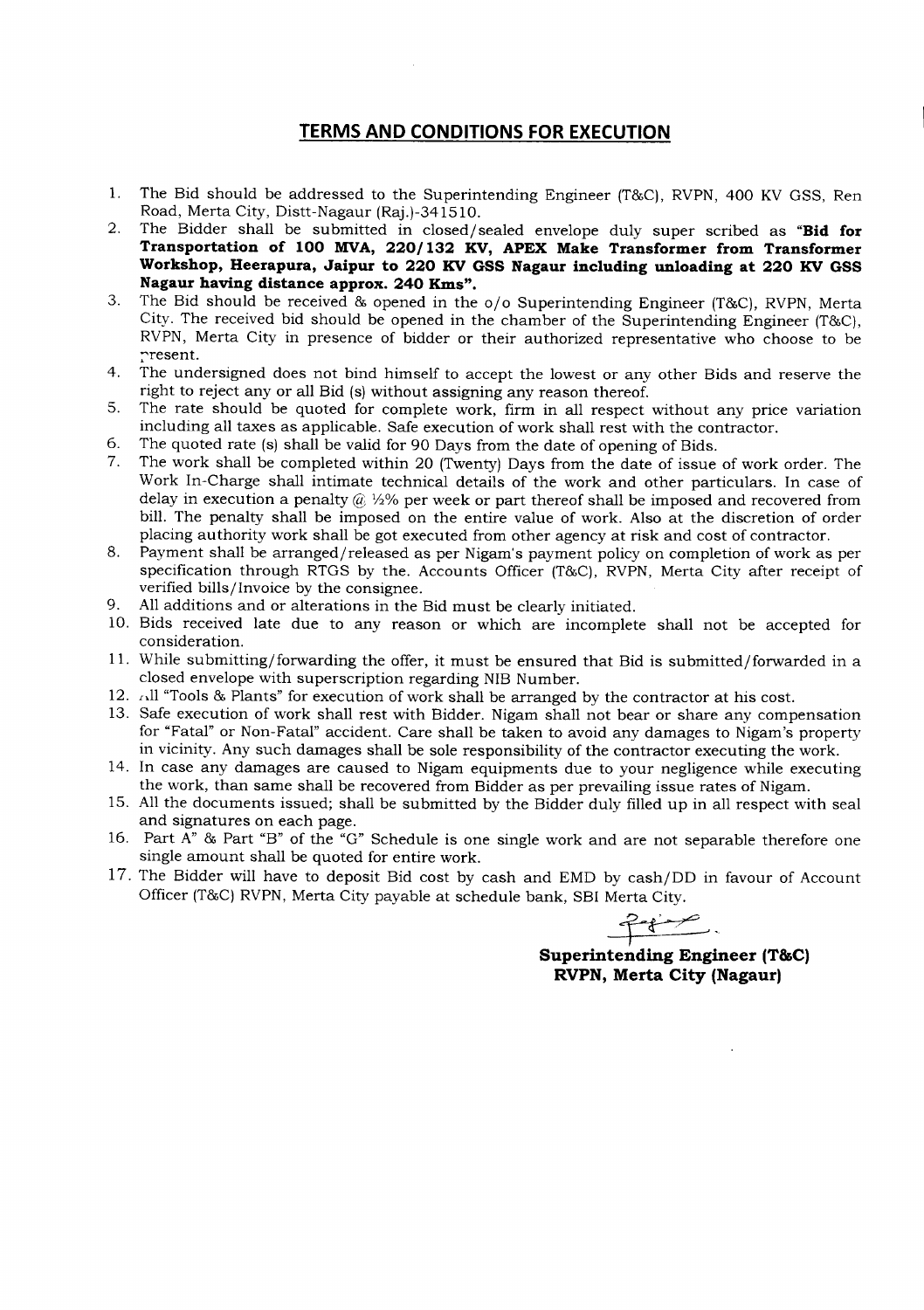## TERMS AND CONDITIONS FOR EXECUTION

1. The Bid should be addressed to the Superintending Engineer (T&C), RVPN, 400 KV GSS, Ren Road, Merta City, Distt-Nagaur (Raj.)-341510.
2. The Bidder shall be submitted in closed/sealed envelope duly super scribed as **"Bid for Transportation of 100 MVA, 220/132 KV, APEX Make Transformer from Transformer Workshop, Heerapura, Jaipur to 220 KV GSS Nagaur including unloading at 220 KV GSS Nagaur having distance approx. 240 Kms".**
3. The Bid should be received & opened in the o/o Superintending Engineer (T&C), RVPN, Merta City. The received bid should be opened in the chamber of the Superintending Engineer (T&C), RVPN, Merta City in presence of bidder or their authorized representative who choose to be present.
4. The undersigned does not bind himself to accept the lowest or any other Bids and reserve the right to reject any or all Bid (s) without assigning any reason thereof.
5. The rate should be quoted for complete work, firm in all respect without any price variation including all taxes as applicable. Safe execution of work shall rest with the contractor.
6. The quoted rate (s) shall be valid for 90 Days from the date of opening of Bids.
7. The work shall be completed within 20 (Twenty) Days from the date of issue of work order. The Work In-Charge shall intimate technical details of the work and other particulars. In case of delay in execution a penalty @ ½% per week or part thereof shall be imposed and recovered from bill. The penalty shall be imposed on the entire value of work. Also at the discretion of order placing authority work shall be got executed from other agency at risk and cost of contractor.
8. Payment shall be arranged/released as per Nigam's payment policy on completion of work as per specification through RTGS by the. Accounts Officer (T&C), RVPN, Merta City after receipt of verified bills/Invoice by the consignee.
9. All additions and or alterations in the Bid must be clearly initiated.
10. Bids received late due to any reason or which are incomplete shall not be accepted for consideration.
11. While submitting/forwarding the offer, it must be ensured that Bid is submitted/forwarded in a closed envelope with superscription regarding NIB Number.
12. All "Tools & Plants" for execution of work shall be arranged by the contractor at his cost.
13. Safe execution of work shall rest with Bidder. Nigam shall not bear or share any compensation for "Fatal" or Non-Fatal" accident. Care shall be taken to avoid any damages to Nigam's property in vicinity. Any such damages shall be sole responsibility of the contractor executing the work.
14. In case any damages are caused to Nigam equipments due to your negligence while executing the work, than same shall be recovered from Bidder as per prevailing issue rates of Nigam.
15. All the documents issued; shall be submitted by the Bidder duly filled up in all respect with seal and signatures on each page.
16. Part A" & Part "B" of the "G" Schedule is one single work and are not separable therefore one single amount shall be quoted for entire work.
17. The Bidder will have to deposit Bid cost by cash and EMD by cash/DD in favour of Account Officer (T&C) RVPN, Merta City payable at schedule bank, SBI Merta City.

**Superintending Engineer (T&C)**
**RVPN, Merta City (Nagaur)**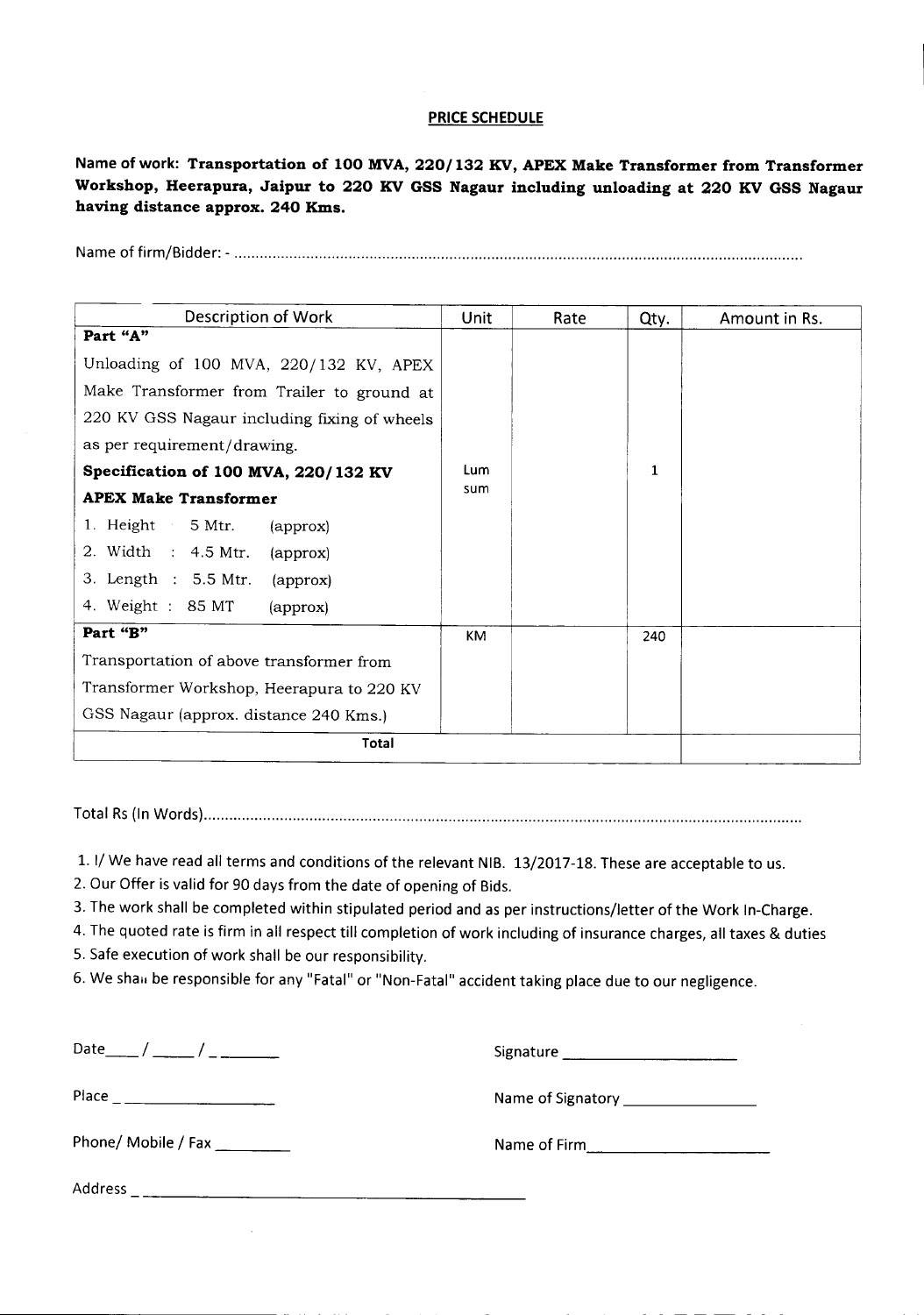## PRICE SCHEDULE

Name of work: **Transportation of 100 MVA, 220/132 KV, APEX Make Transformer from Transformer Workshop, Heerapura, Jaipur to 220 KV GSS Nagaur including unloading at 220 KV GSS Nagaur having distance approx. 240 Kms.**

Name of firm/Bidder: - ..........................................................................................................................................

| Description of Work | Unit | Rate | Qty. | Amount in Rs. |
|---|---|---|---|---|
| **Part "A"**<br>Unloading of 100 MVA, 220/132 KV, APEX Make Transformer from Trailer to ground at 220 KV GSS Nagaur including fixing of wheels as per requirement/drawing.<br>**Specification of 100 MVA, 220/132 KV APEX Make Transformer**<br>1. Height 5 Mtr. (approx)<br>2. Width : 4.5 Mtr. (approx)<br>3. Length : 5.5 Mtr. (approx)<br>4. Weight : 85 MT (approx) | Lum sum | | 1 | |
| **Part "B"**<br>Transportation of above transformer from Transformer Workshop, Heerapura to 220 KV GSS Nagaur (approx. distance 240 Kms.) | KM | | 240 | |
| **Total** | | | | |

Total Rs (In Words)..........................................................................................................................................

1. I/ We have read all terms and conditions of the relevant NIB. 13/2017-18. These are acceptable to us.
2. Our Offer is valid for 90 days from the date of opening of Bids.
3. The work shall be completed within stipulated period and as per instructions/letter of the Work In-Charge.
4. The quoted rate is firm in all respect till completion of work including of insurance charges, all taxes & duties
5. Safe execution of work shall be our responsibility.
6. We shall be responsible for any "Fatal" or "Non-Fatal" accident taking place due to our negligence.

Date____/_____/_______ Signature ____________________

Place ___________________ Name of Signatory ________________

Phone/ Mobile / Fax _________ Name of Firm______________________

Address ______________________________________________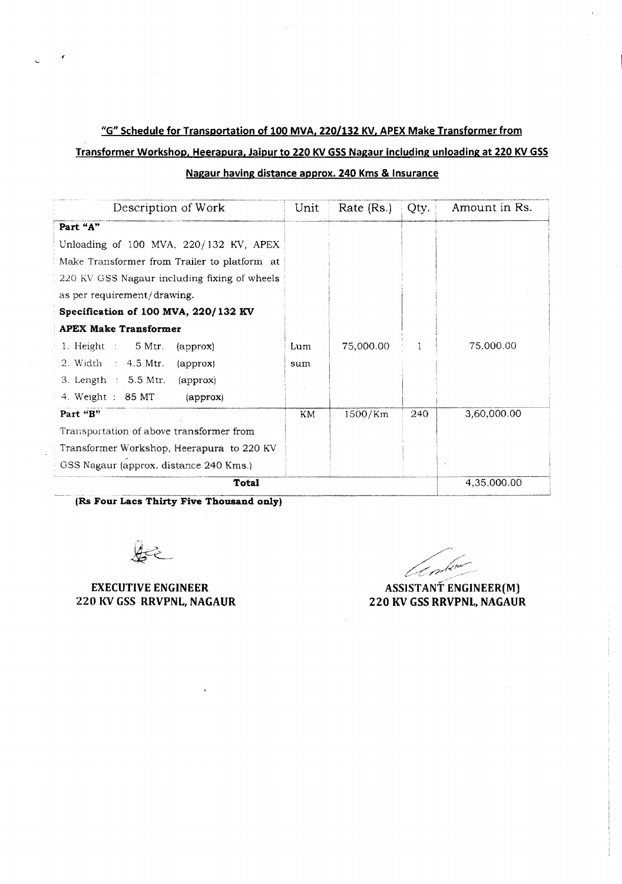## "G" Schedule for Transportation of 100 MVA, 220/132 KV, APEX Make Transformer from Transformer Workshop, Heerapura, Jaipur to 220 KV GSS Nagaur including unloading at 220 KV GSS Nagaur having distance approx. 240 Kms & Insurance

| Description of Work | Unit | Rate (Rs.) | Qty. | Amount in Rs. |
|---|---|---|---|---|
| **Part "A"**<br>Unloading of 100 MVA, 220/132 KV, APEX Make Transformer from Trailer to platform at 220 KV GSS Nagaur including fixing of wheels as per requirement/drawing.<br>**Specification of 100 MVA, 220/132 KV APEX Make Transformer**<br>1. Height : 5 Mtr. (approx)<br>2. Width : 4.5 Mtr. (approx)<br>3. Length : 5.5 Mtr. (approx)<br>4. Weight : 85 MT (approx) | Lum sum | 75,000.00 | 1 | 75,000.00 |
| **Part "B"**<br>Transportation of above transformer from Transformer Workshop, Heerapura to 220 KV GSS Nagaur (approx. distance 240 Kms.) | KM | 1500/Km | 240 | 3,60,000.00 |
| **Total** | | | | 4,35,000.00 |

**(Rs Four Lacs Thirty Five Thousand only)**

**EXECUTIVE ENGINEER**
**220 KV GSS RRVPNL, NAGAUR**

**ASSISTANT ENGINEER(M)**
**220 KV GSS RRVPNL, NAGAUR**